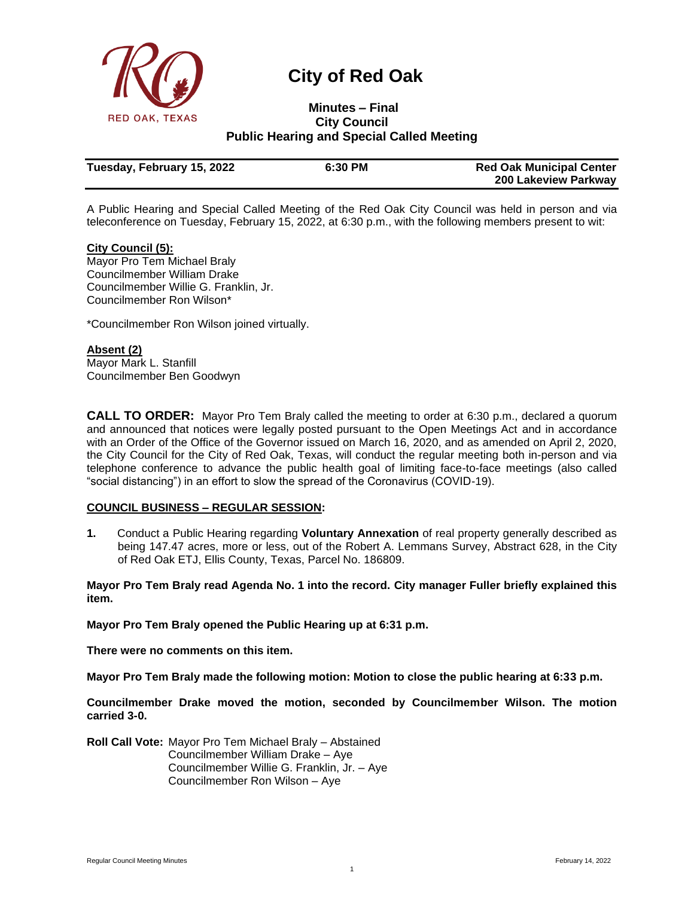# City of Red Oak

## Minutes – Final
## City Council
## Public Hearing and Special Called Meeting

| Tuesday, February 15, 2022 | 6:30 PM | Red Oak Municipal Center 200 Lakeview Parkway |
|---|---|---|

A Public Hearing and Special Called Meeting of the Red Oak City Council was held in person and via teleconference on Tuesday, February 15, 2022, at 6:30 p.m., with the following members present to wit:

**City Council (5):**
Mayor Pro Tem Michael Braly
Councilmember William Drake
Councilmember Willie G. Franklin, Jr.
Councilmember Ron Wilson*

*Councilmember Ron Wilson joined virtually.

**Absent (2)**
Mayor Mark L. Stanfill
Councilmember Ben Goodwyn

**CALL TO ORDER:** Mayor Pro Tem Braly called the meeting to order at 6:30 p.m., declared a quorum and announced that notices were legally posted pursuant to the Open Meetings Act and in accordance with an Order of the Office of the Governor issued on March 16, 2020, and as amended on April 2, 2020, the City Council for the City of Red Oak, Texas, will conduct the regular meeting both in-person and via telephone conference to advance the public health goal of limiting face-to-face meetings (also called "social distancing") in an effort to slow the spread of the Coronavirus (COVID-19).

**COUNCIL BUSINESS – REGULAR SESSION:**

**1.** Conduct a Public Hearing regarding **Voluntary Annexation** of real property generally described as being 147.47 acres, more or less, out of the Robert A. Lemmans Survey, Abstract 628, in the City of Red Oak ETJ, Ellis County, Texas, Parcel No. 186809.

**Mayor Pro Tem Braly read Agenda No. 1 into the record. City manager Fuller briefly explained this item.**

**Mayor Pro Tem Braly opened the Public Hearing up at 6:31 p.m.**

**There were no comments on this item.**

**Mayor Pro Tem Braly made the following motion: Motion to close the public hearing at 6:33 p.m.**

**Councilmember Drake moved the motion, seconded by Councilmember Wilson. The motion carried 3-0.**

**Roll Call Vote:** Mayor Pro Tem Michael Braly – Abstained
Councilmember William Drake – Aye
Councilmember Willie G. Franklin, Jr. – Aye
Councilmember Ron Wilson – Aye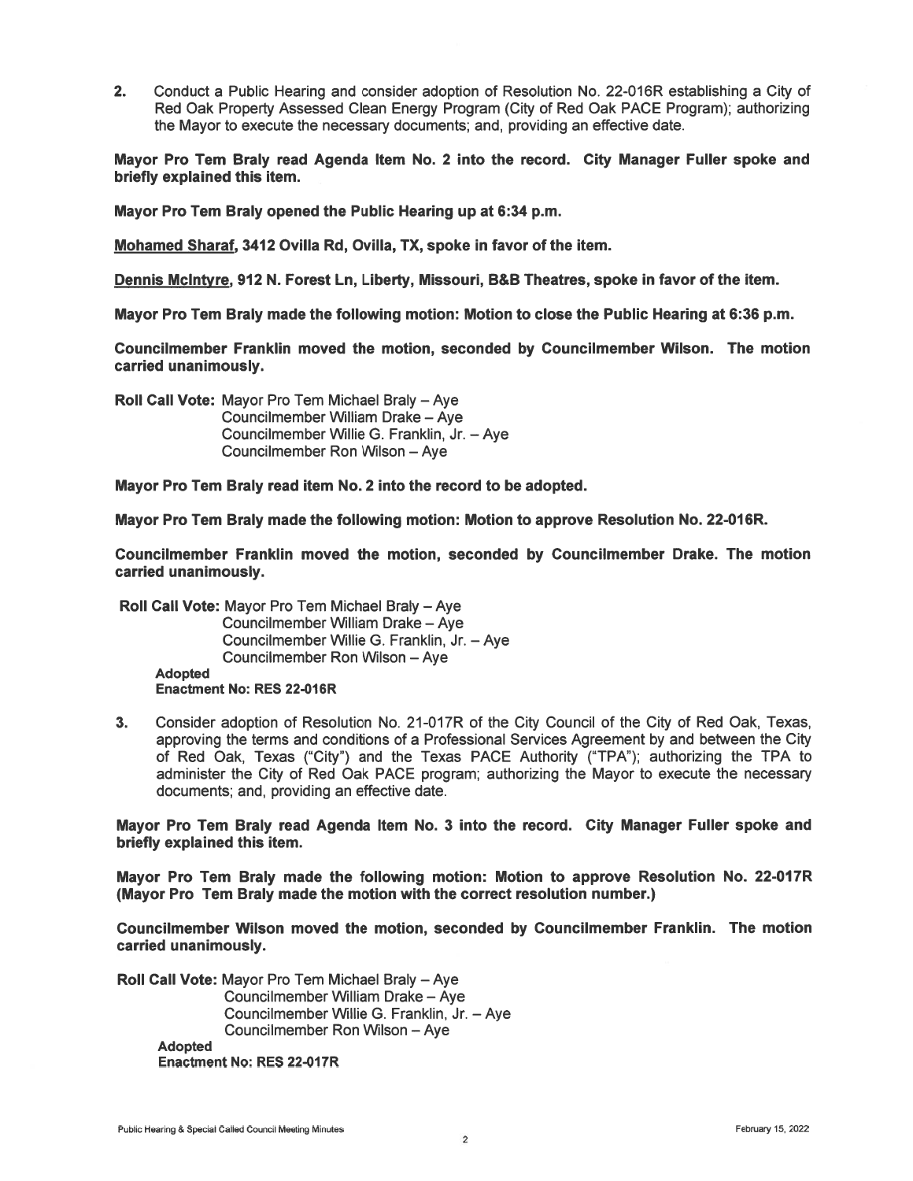2. Conduct a Public Hearing and consider adoption of Resolution No. 22-016R establishing a City of Red Oak Property Assessed Clean Energy Program (City of Red Oak PACE Program); authorizing the Mayor to execute the necessary documents; and, providing an effective date.

**Mayor Pro Tem Braly read Agenda Item No. 2 into the record. City Manager Fuller spoke and briefly explained this item.**

**Mayor Pro Tem Braly opened the Public Hearing up at 6:34 p.m.**

**Mohamed Sharaf, 3412 Ovilla Rd, Ovilla, TX, spoke in favor of the item.**

**Dennis McIntyre, 912 N. Forest Ln, Liberty, Missouri, B&B Theatres, spoke in favor of the item.**

**Mayor Pro Tem Braly made the following motion: Motion to close the Public Hearing at 6:36 p.m.**

**Councilmember Franklin moved the motion, seconded by Councilmember Wilson. The motion carried unanimously.**

**Roll Call Vote:** Mayor Pro Tem Michael Braly – Aye
Councilmember William Drake – Aye
Councilmember Willie G. Franklin, Jr. – Aye
Councilmember Ron Wilson – Aye

**Mayor Pro Tem Braly read item No. 2 into the record to be adopted.**

**Mayor Pro Tem Braly made the following motion: Motion to approve Resolution No. 22-016R.**

**Councilmember Franklin moved the motion, seconded by Councilmember Drake. The motion carried unanimously.**

**Roll Call Vote:** Mayor Pro Tem Michael Braly – Aye
Councilmember William Drake – Aye
Councilmember Willie G. Franklin, Jr. – Aye
Councilmember Ron Wilson – Aye

**Adopted**
**Enactment No: RES 22-016R**

3. Consider adoption of Resolution No. 21-017R of the City Council of the City of Red Oak, Texas, approving the terms and conditions of a Professional Services Agreement by and between the City of Red Oak, Texas ("City") and the Texas PACE Authority ("TPA"); authorizing the TPA to administer the City of Red Oak PACE program; authorizing the Mayor to execute the necessary documents; and, providing an effective date.

**Mayor Pro Tem Braly read Agenda Item No. 3 into the record. City Manager Fuller spoke and briefly explained this item.**

**Mayor Pro Tem Braly made the following motion: Motion to approve Resolution No. 22-017R (Mayor Pro Tem Braly made the motion with the correct resolution number.)**

**Councilmember Wilson moved the motion, seconded by Councilmember Franklin. The motion carried unanimously.**

**Roll Call Vote:** Mayor Pro Tem Michael Braly – Aye
Councilmember William Drake – Aye
Councilmember Willie G. Franklin, Jr. – Aye
Councilmember Ron Wilson – Aye

**Adopted**
**Enactment No: RES 22-017R**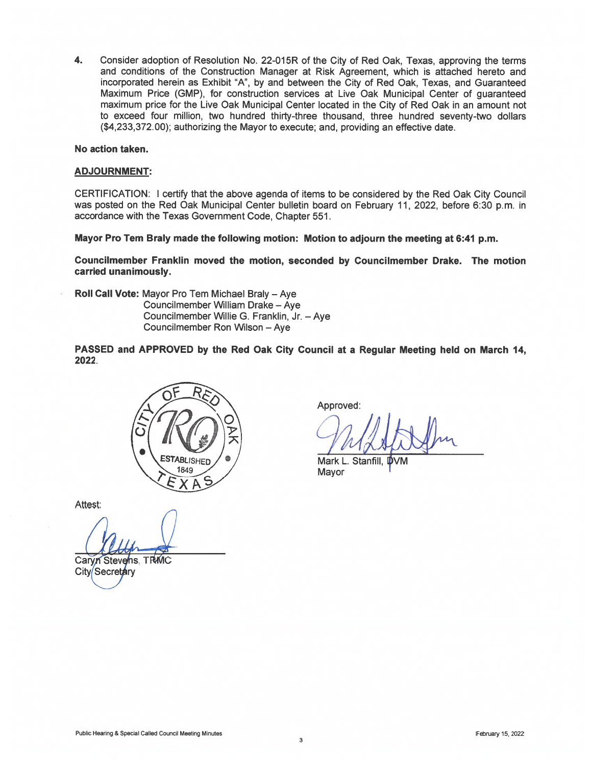4. Consider adoption of Resolution No. 22-015R of the City of Red Oak, Texas, approving the terms and conditions of the Construction Manager at Risk Agreement, which is attached hereto and incorporated herein as Exhibit "A", by and between the City of Red Oak, Texas, and Guaranteed Maximum Price (GMP), for construction services at Live Oak Municipal Center of guaranteed maximum price for the Live Oak Municipal Center located in the City of Red Oak in an amount not to exceed four million, two hundred thirty-three thousand, three hundred seventy-two dollars ($4,233,372.00); authorizing the Mayor to execute; and, providing an effective date.

**No action taken.**

**ADJOURNMENT:**

CERTIFICATION: I certify that the above agenda of items to be considered by the Red Oak City Council was posted on the Red Oak Municipal Center bulletin board on February 11, 2022, before 6:30 p.m. in accordance with the Texas Government Code, Chapter 551.

**Mayor Pro Tem Braly made the following motion: Motion to adjourn the meeting at 6:41 p.m.**

**Councilmember Franklin moved the motion, seconded by Councilmember Drake. The motion carried unanimously.**

**Roll Call Vote:** Mayor Pro Tem Michael Braly – Aye
Councilmember William Drake – Aye
Councilmember Willie G. Franklin, Jr. – Aye
Councilmember Ron Wilson – Aye

**PASSED and APPROVED by the Red Oak City Council at a Regular Meeting held on March 14, 2022.**

CITY OF RED OAK
ESTABLISHED 1849
TEXAS

Approved:

Mark L. Stanfill, DVM
Mayor

Attest:

Caryn Stevens, TRMC
City Secretary

Public Hearing & Special Called Council Meeting Minutes February 15, 2022